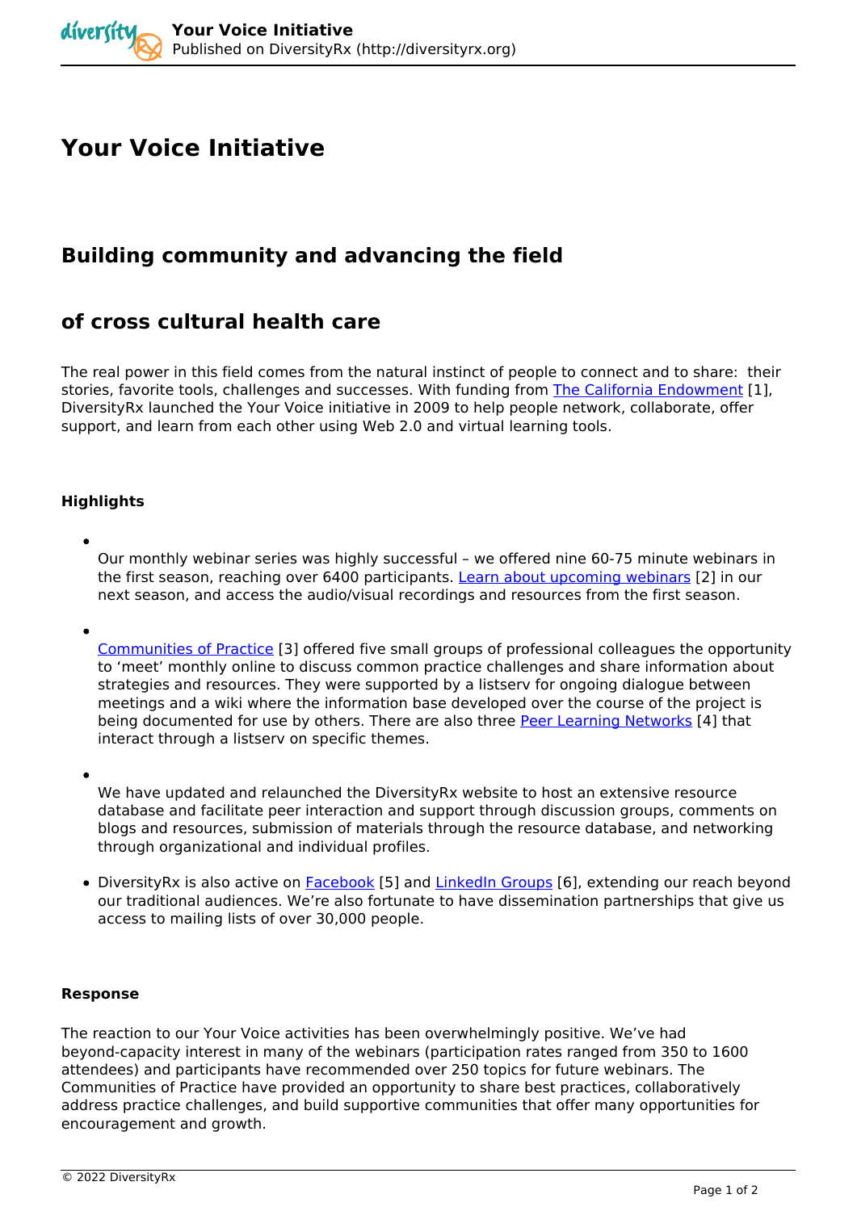# Your Voice Initiative

## Building community and advancing the field

## of cross cultural health care

The real power in this field comes from the natural instinct of people to connect and to share: their stories, favorite tools, challenges and successes. With funding from The California Endowment [1], DiversityRx launched the Your Voice initiative in 2009 to help people network, collaborate, offer support, and learn from each other using Web 2.0 and virtual learning tools.

**Highlights**

- Our monthly webinar series was highly successful – we offered nine 60-75 minute webinars in the first season, reaching over 6400 participants. Learn about upcoming webinars [2] in our next season, and access the audio/visual recordings and resources from the first season.
- Communities of Practice [3] offered five small groups of professional colleagues the opportunity to 'meet' monthly online to discuss common practice challenges and share information about strategies and resources. They were supported by a listserv for ongoing dialogue between meetings and a wiki where the information base developed over the course of the project is being documented for use by others. There are also three Peer Learning Networks [4] that interact through a listserv on specific themes.
- We have updated and relaunched the DiversityRx website to host an extensive resource database and facilitate peer interaction and support through discussion groups, comments on blogs and resources, submission of materials through the resource database, and networking through organizational and individual profiles.
- DiversityRx is also active on Facebook [5] and LinkedIn Groups [6], extending our reach beyond our traditional audiences. We're also fortunate to have dissemination partnerships that give us access to mailing lists of over 30,000 people.

**Response**

The reaction to our Your Voice activities has been overwhelmingly positive. We've had beyond-capacity interest in many of the webinars (participation rates ranged from 350 to 1600 attendees) and participants have recommended over 250 topics for future webinars. The Communities of Practice have provided an opportunity to share best practices, collaboratively address practice challenges, and build supportive communities that offer many opportunities for encouragement and growth.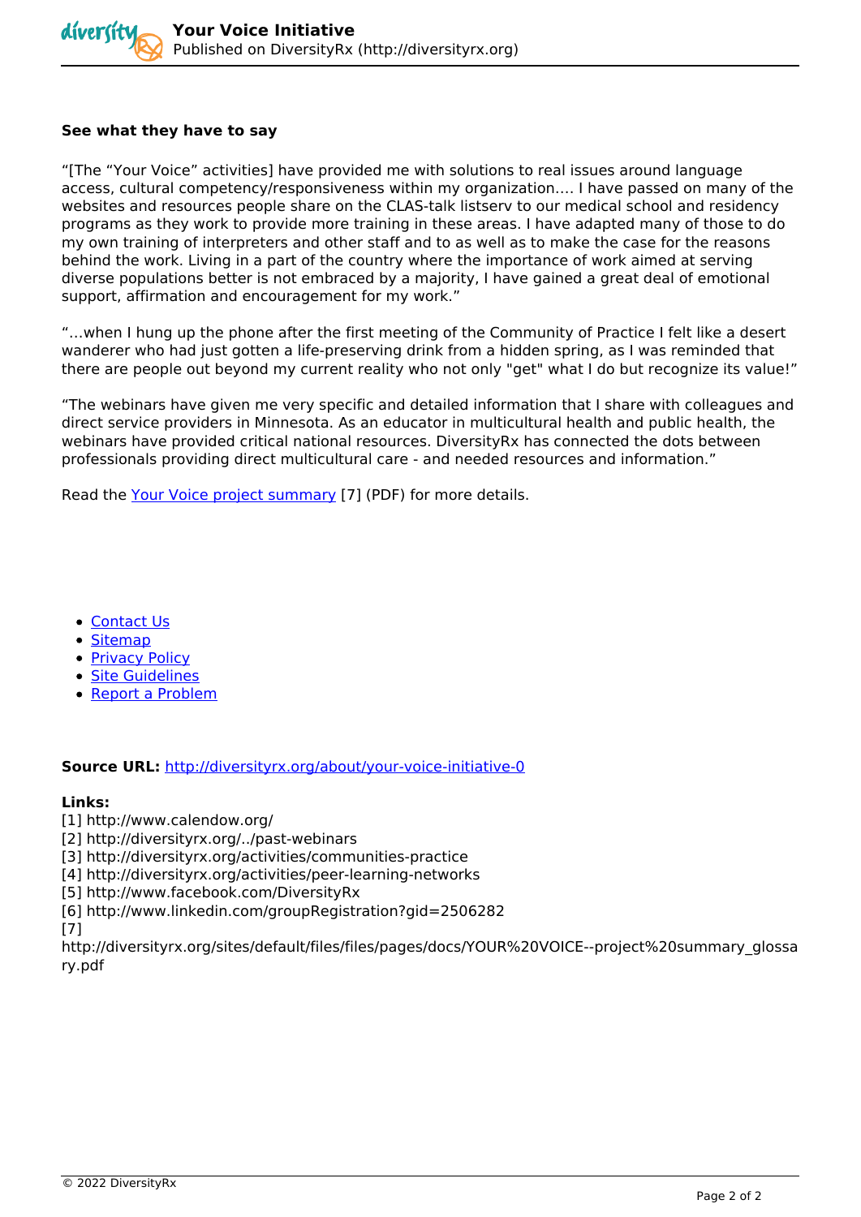**See what they have to say**

“[The “Your Voice” activities] have provided me with solutions to real issues around language access, cultural competency/responsiveness within my organization.... I have passed on many of the websites and resources people share on the CLAS-talk listserv to our medical school and residency programs as they work to provide more training in these areas. I have adapted many of those to do my own training of interpreters and other staff and to as well as to make the case for the reasons behind the work. Living in a part of the country where the importance of work aimed at serving diverse populations better is not embraced by a majority, I have gained a great deal of emotional support, affirmation and encouragement for my work.”

“...when I hung up the phone after the first meeting of the Community of Practice I felt like a desert wanderer who had just gotten a life-preserving drink from a hidden spring, as I was reminded that there are people out beyond my current reality who not only "get" what I do but recognize its value!”

“The webinars have given me very specific and detailed information that I share with colleagues and direct service providers in Minnesota. As an educator in multicultural health and public health, the webinars have provided critical national resources. DiversityRx has connected the dots between professionals providing direct multicultural care - and needed resources and information.”

Read the Your Voice project summary [7] (PDF) for more details.

- Contact Us
- Sitemap
- Privacy Policy
- Site Guidelines
- Report a Problem

**Source URL:** http://diversityrx.org/about/your-voice-initiative-0

**Links:**
[1] http://www.calendow.org/
[2] http://diversityrx.org/../past-webinars
[3] http://diversityrx.org/activities/communities-practice
[4] http://diversityrx.org/activities/peer-learning-networks
[5] http://www.facebook.com/DiversityRx
[6] http://www.linkedin.com/groupRegistration?gid=2506282
[7] http://diversityrx.org/sites/default/files/files/pages/docs/YOUR%20VOICE--project%20summary_glossary.pdf